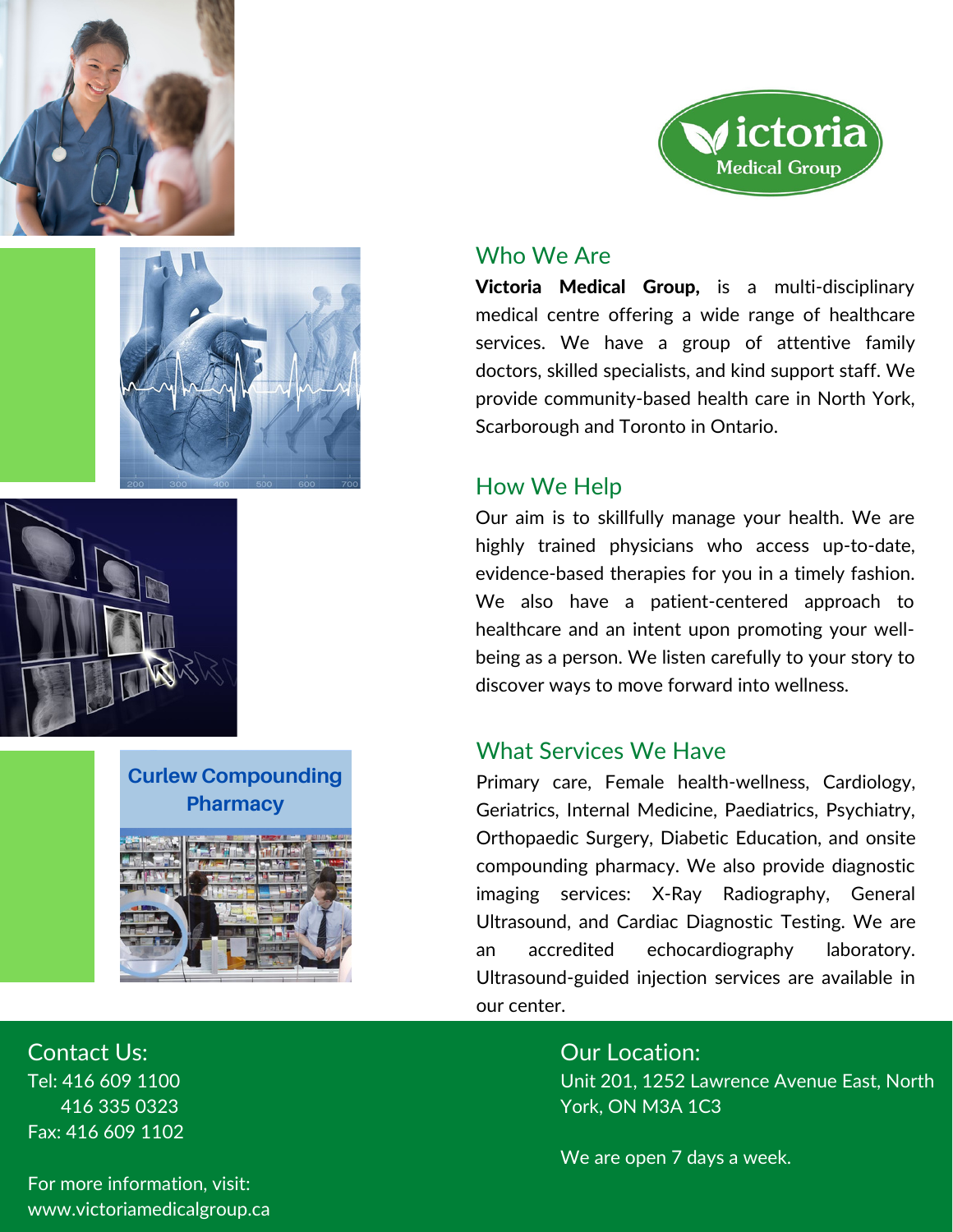Victoria Medical Group

## Who We Are

**Victoria Medical Group,** is a multi-disciplinary medical centre offering a wide range of healthcare services. We have a group of attentive family doctors, skilled specialists, and kind support staff. We provide community-based health care in North York, Scarborough and Toronto in Ontario.

## How We Help

Our aim is to skillfully manage your health. We are highly trained physicians who access up-to-date, evidence-based therapies for you in a timely fashion. We also have a patient-centered approach to healthcare and an intent upon promoting your well-being as a person. We listen carefully to your story to discover ways to move forward into wellness.

## What Services We Have

Primary care, Female health-wellness, Cardiology, Geriatrics, Internal Medicine, Paediatrics, Psychiatry, Orthopaedic Surgery, Diabetic Education, and onsite compounding pharmacy. We also provide diagnostic imaging services: X-Ray Radiography, General Ultrasound, and Cardiac Diagnostic Testing. We are an accredited echocardiography laboratory. Ultrasound-guided injection services are available in our center.

**Curlew Compounding Pharmacy**

## Contact Us:

Tel: 416 609 1100
416 335 0323
Fax: 416 609 1102

For more information, visit:
www.victoriamedicalgroup.ca

## Our Location:

Unit 201, 1252 Lawrence Avenue East, North York, ON M3A 1C3

We are open 7 days a week.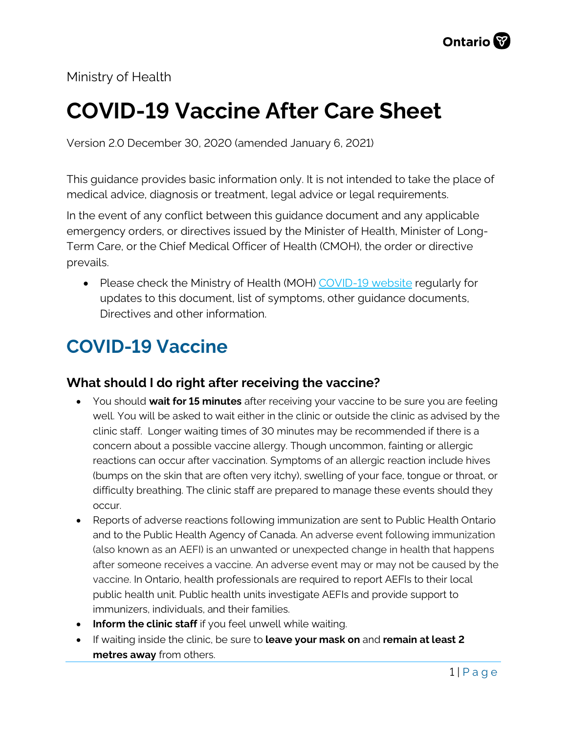Ministry of Health

# COVID-19 Vaccine After Care Sheet

Version 2.0 December 30, 2020 (amended January 6, 2021)

This guidance provides basic information only. It is not intended to take the place of medical advice, diagnosis or treatment, legal advice or legal requirements.

In the event of any conflict between this guidance document and any applicable emergency orders, or directives issued by the Minister of Health, Minister of Long-Term Care, or the Chief Medical Officer of Health (CMOH), the order or directive prevails.

- Please check the Ministry of Health (MOH) COVID-19 website regularly for updates to this document, list of symptoms, other guidance documents, Directives and other information.

## COVID-19 Vaccine

### What should I do right after receiving the vaccine?

- You should **wait for 15 minutes** after receiving your vaccine to be sure you are feeling well. You will be asked to wait either in the clinic or outside the clinic as advised by the clinic staff. Longer waiting times of 30 minutes may be recommended if there is a concern about a possible vaccine allergy. Though uncommon, fainting or allergic reactions can occur after vaccination. Symptoms of an allergic reaction include hives (bumps on the skin that are often very itchy), swelling of your face, tongue or throat, or difficulty breathing. The clinic staff are prepared to manage these events should they occur.
- Reports of adverse reactions following immunization are sent to Public Health Ontario and to the Public Health Agency of Canada. An adverse event following immunization (also known as an AEFI) is an unwanted or unexpected change in health that happens after someone receives a vaccine. An adverse event may or may not be caused by the vaccine. In Ontario, health professionals are required to report AEFIs to their local public health unit. Public health units investigate AEFIs and provide support to immunizers, individuals, and their families.
- **Inform the clinic staff** if you feel unwell while waiting.
- If waiting inside the clinic, be sure to **leave your mask on** and **remain at least 2 metres away** from others.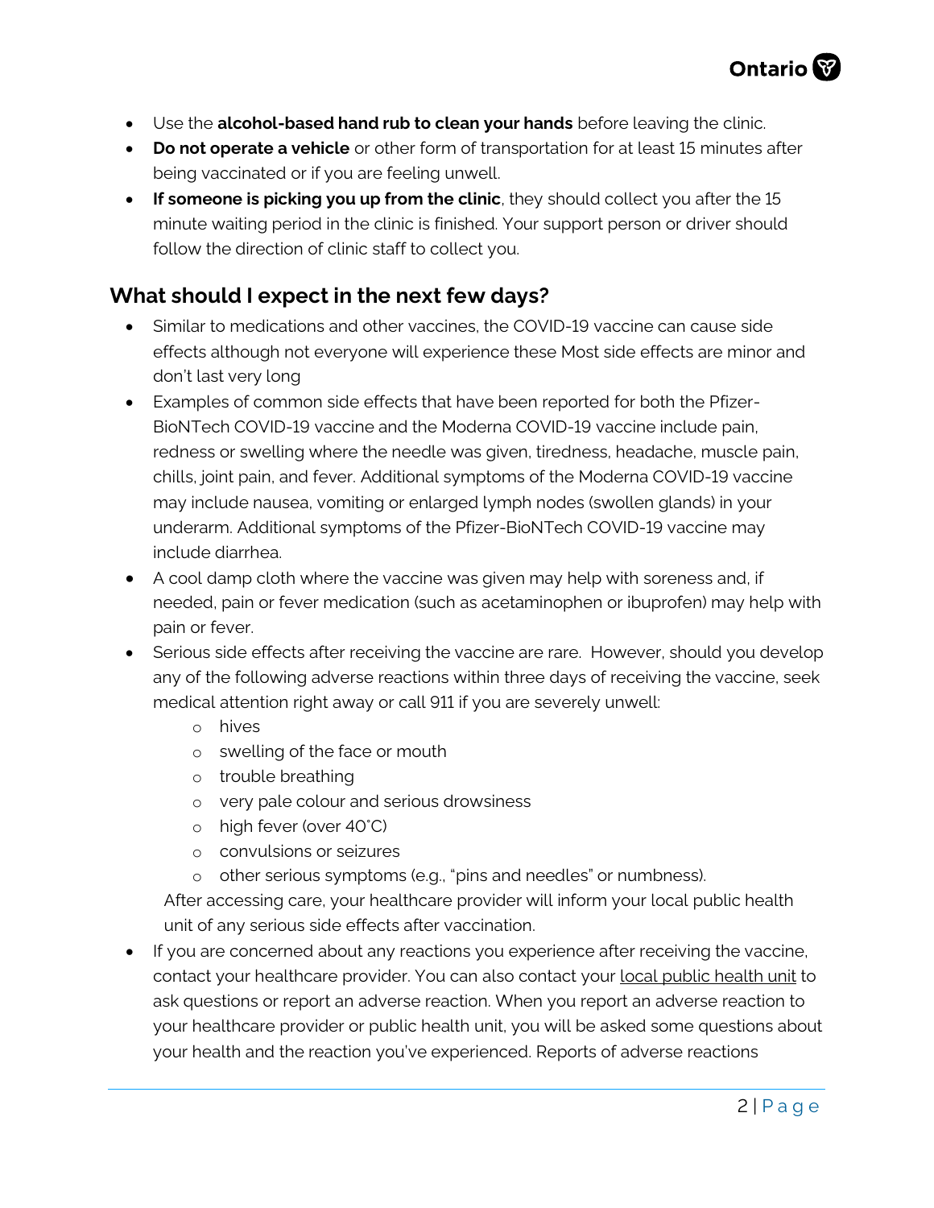- Use the **alcohol-based hand rub to clean your hands** before leaving the clinic.
- **Do not operate a vehicle** or other form of transportation for at least 15 minutes after being vaccinated or if you are feeling unwell.
- **If someone is picking you up from the clinic**, they should collect you after the 15 minute waiting period in the clinic is finished. Your support person or driver should follow the direction of clinic staff to collect you.

## What should I expect in the next few days?

- Similar to medications and other vaccines, the COVID-19 vaccine can cause side effects although not everyone will experience these Most side effects are minor and don't last very long
- Examples of common side effects that have been reported for both the Pfizer-BioNTech COVID-19 vaccine and the Moderna COVID-19 vaccine include pain, redness or swelling where the needle was given, tiredness, headache, muscle pain, chills, joint pain, and fever. Additional symptoms of the Moderna COVID-19 vaccine may include nausea, vomiting or enlarged lymph nodes (swollen glands) in your underarm. Additional symptoms of the Pfizer-BioNTech COVID-19 vaccine may include diarrhea.
- A cool damp cloth where the vaccine was given may help with soreness and, if needed, pain or fever medication (such as acetaminophen or ibuprofen) may help with pain or fever.
- Serious side effects after receiving the vaccine are rare. However, should you develop any of the following adverse reactions within three days of receiving the vaccine, seek medical attention right away or call 911 if you are severely unwell:
  - hives
  - swelling of the face or mouth
  - trouble breathing
  - very pale colour and serious drowsiness
  - high fever (over 40˚C)
  - convulsions or seizures
  - other serious symptoms (e.g., "pins and needles" or numbness).

  After accessing care, your healthcare provider will inform your local public health unit of any serious side effects after vaccination.
- If you are concerned about any reactions you experience after receiving the vaccine, contact your healthcare provider. You can also contact your local public health unit to ask questions or report an adverse reaction. When you report an adverse reaction to your healthcare provider or public health unit, you will be asked some questions about your health and the reaction you've experienced. Reports of adverse reactions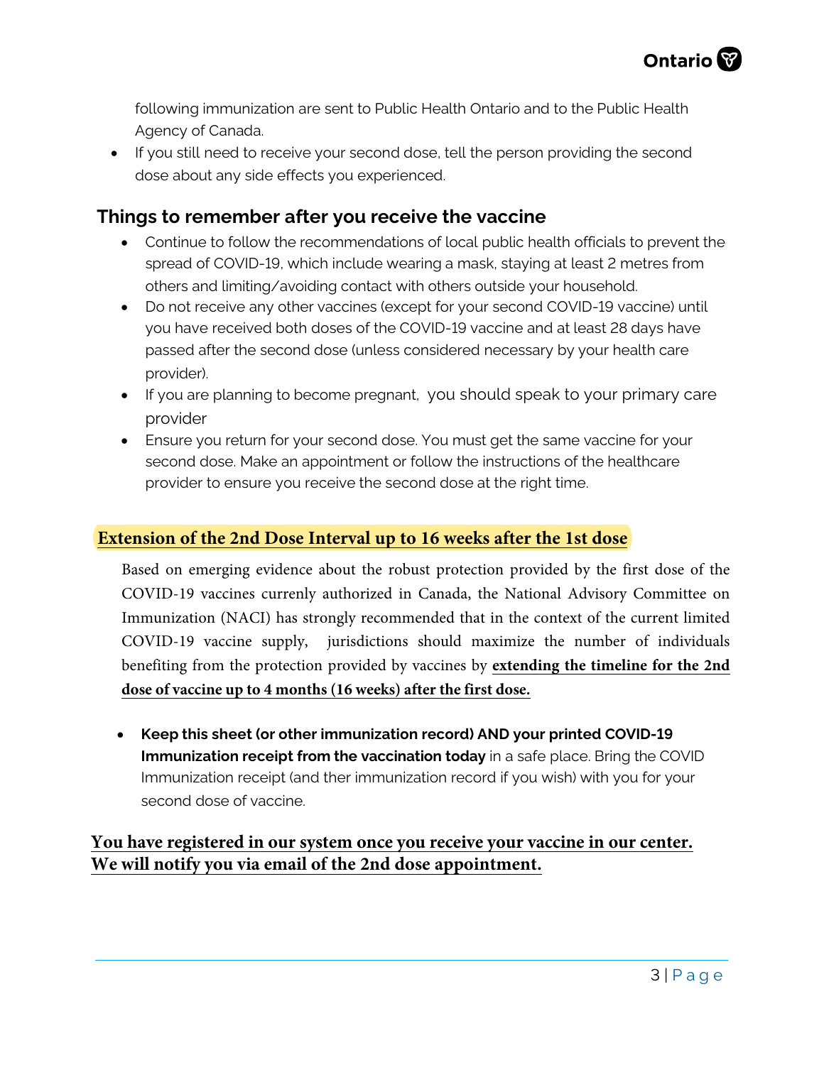following immunization are sent to Public Health Ontario and to the Public Health Agency of Canada.

- If you still need to receive your second dose, tell the person providing the second dose about any side effects you experienced.

## Things to remember after you receive the vaccine

- Continue to follow the recommendations of local public health officials to prevent the spread of COVID-19, which include wearing a mask, staying at least 2 metres from others and limiting/avoiding contact with others outside your household.
- Do not receive any other vaccines (except for your second COVID-19 vaccine) until you have received both doses of the COVID-19 vaccine and at least 28 days have passed after the second dose (unless considered necessary by your health care provider).
- If you are planning to become pregnant, you should speak to your primary care provider
- Ensure you return for your second dose. You must get the same vaccine for your second dose. Make an appointment or follow the instructions of the healthcare provider to ensure you receive the second dose at the right time.

## Extension of the 2nd Dose Interval up to 16 weeks after the 1st dose

Based on emerging evidence about the robust protection provided by the first dose of the COVID-19 vaccines currenly authorized in Canada, the National Advisory Committee on Immunization (NACI) has strongly recommended that in the context of the current limited COVID-19 vaccine supply, jurisdictions should maximize the number of individuals benefiting from the protection provided by vaccines by **extending the timeline for the 2nd dose of vaccine up to 4 months (16 weeks) after the first dose.**

- **Keep this sheet (or other immunization record) AND your printed COVID-19 Immunization receipt from the vaccination today** in a safe place. Bring the COVID Immunization receipt (and ther immunization record if you wish) with you for your second dose of vaccine.

**You have registered in our system once you receive your vaccine in our center. We will notify you via email of the 2nd dose appointment.**